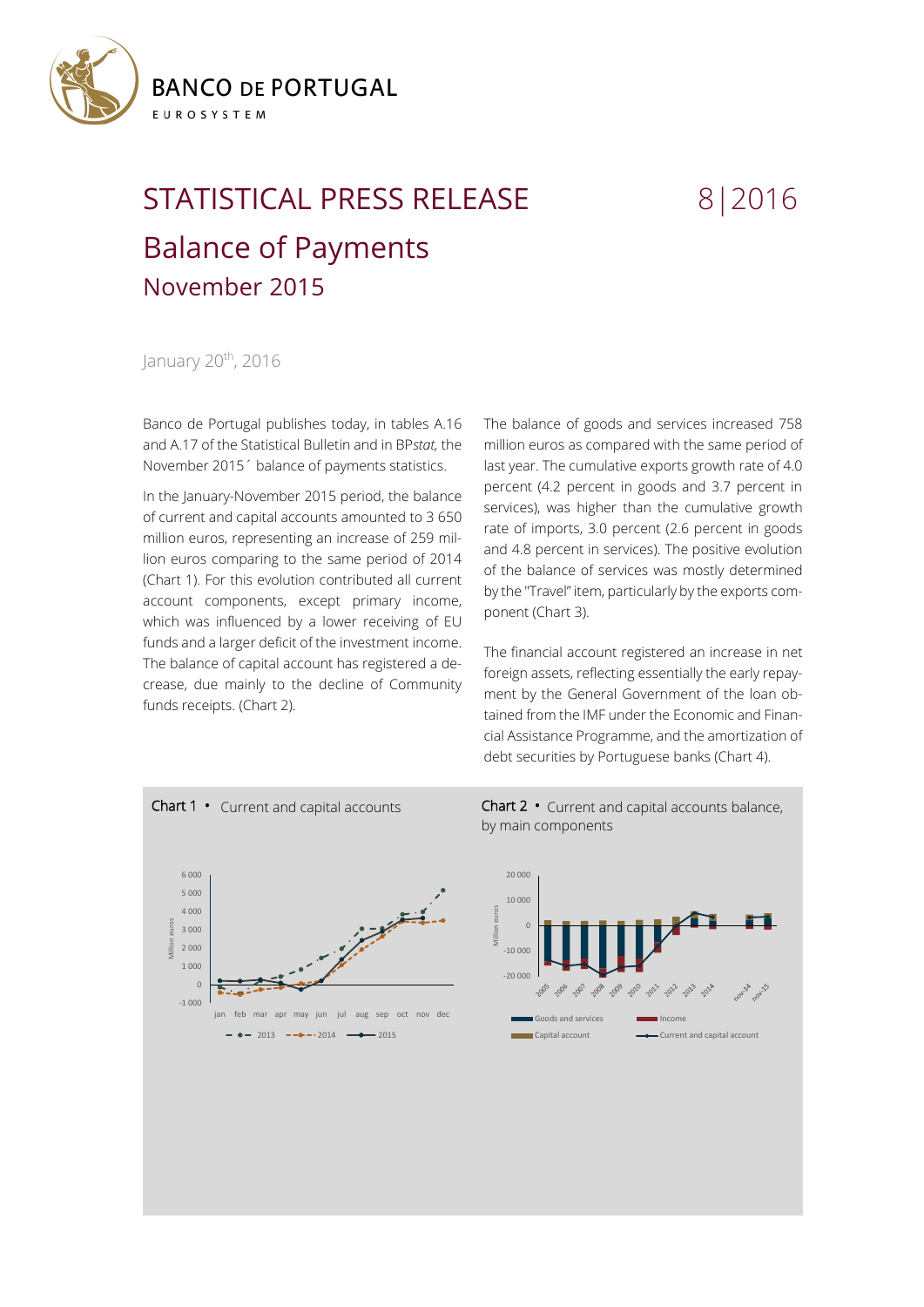BANCO DE PORTUGAL

EUROSYSTEM

# STATISTICAL PRESS RELEASE 8|2016

## Balance of Payments

### November 2015

January 20th, 2016

Banco de Portugal publishes today, in tables A.16 and A.17 of the Statistical Bulletin and in BP*stat,* the November 2015´ balance of payments statistics.

In the January-November 2015 period, the balance of current and capital accounts amounted to 3 650 million euros, representing an increase of 259 million euros comparing to the same period of 2014 (Chart 1). For this evolution contributed all current account components, except primary income, which was influenced by a lower receiving of EU funds and a larger deficit of the investment income. The balance of capital account has registered a decrease, due mainly to the decline of Community funds receipts. (Chart 2).

The balance of goods and services increased 758 million euros as compared with the same period of last year. The cumulative exports growth rate of 4.0 percent (4.2 percent in goods and 3.7 percent in services), was higher than the cumulative growth rate of imports, 3.0 percent (2.6 percent in goods and 4.8 percent in services). The positive evolution of the balance of services was mostly determined by the "Travel" item, particularly by the exports component (Chart 3).

The financial account registered an increase in net foreign assets, reflecting essentially the early repayment by the General Government of the loan obtained from the IMF under the Economic and Financial Assistance Programme, and the amortization of debt securities by Portuguese banks (Chart 4).

**Chart 1** • Current and capital accounts

**Chart 2** • Current and capital accounts balance, by main components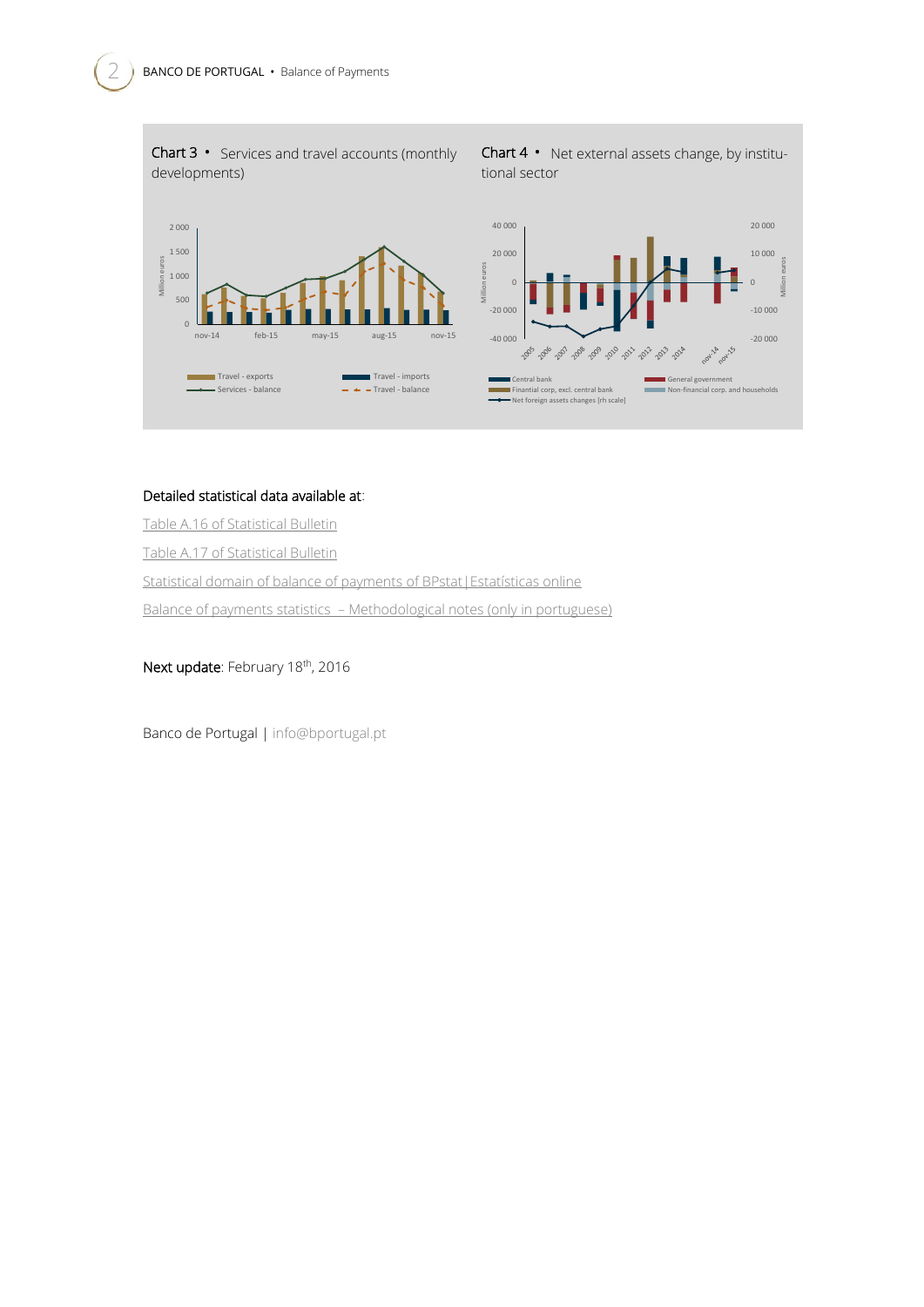**Chart 3** • Services and travel accounts (monthly developments)

2 000
1 500
1 000
500
0
Million euros
nov-14
feb-15
may-15
aug-15
nov-15

Travel - exports
Travel - imports
Services - balance
Travel - balance

**Chart 4** • Net external assets change, by institutional sector

40 000
20 000
0
-20 000
-40 000
Million euros
20 000
10 000
0
-10 000
-20 000
Million euros
2005
2006
2007
2008
2009
2010
2011
2012
2013
2014
nov-14
nov-15

Central bank
General government
Fiantial corp, excl. central bank
Non-financial corp. and households
Net foreign assets changes [rh scale]

Detailed statistical data available at:

Table A.16 of Statistical Bulletin

Table A.17 of Statistical Bulletin

Statistical domain of balance of payments of BPstat|Estatísticas online

Balance of payments statistics – Methodological notes (only in portuguese)

Next update: February 18th, 2016

Banco de Portugal | info@bportugal.pt